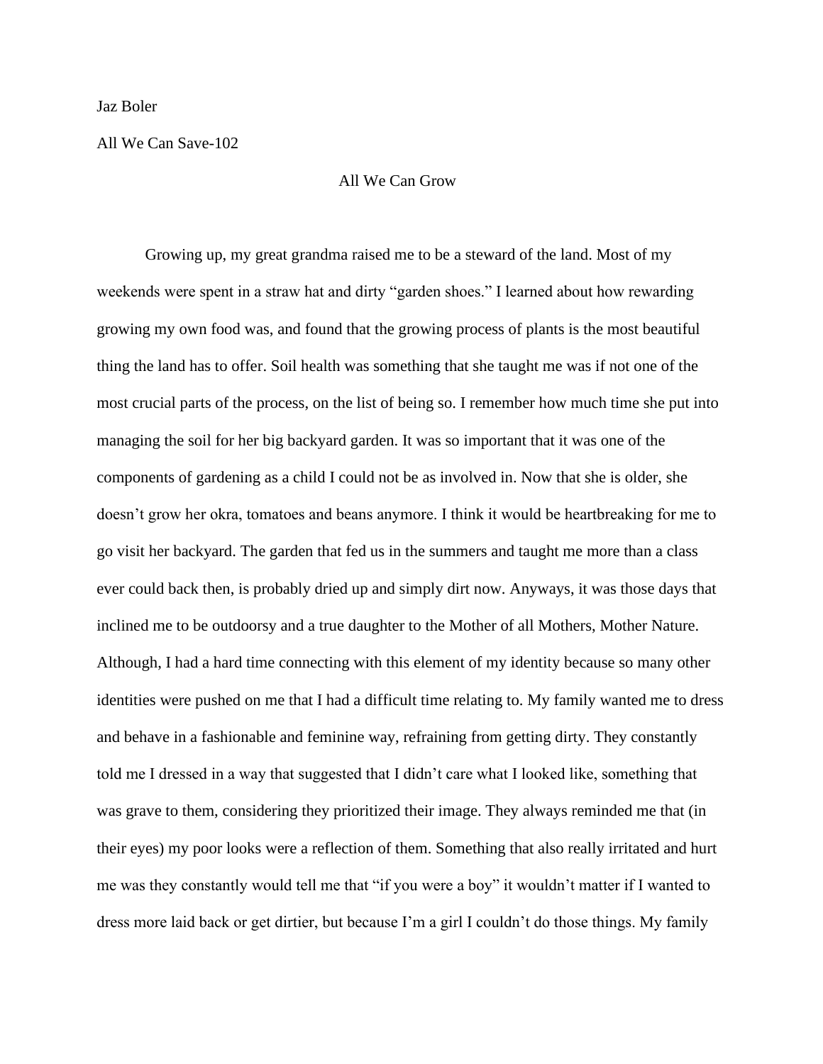Jaz Boler

All We Can Save-102

# All We Can Grow

Growing up, my great grandma raised me to be a steward of the land. Most of my weekends were spent in a straw hat and dirty "garden shoes." I learned about how rewarding growing my own food was, and found that the growing process of plants is the most beautiful thing the land has to offer. Soil health was something that she taught me was if not one of the most crucial parts of the process, on the list of being so. I remember how much time she put into managing the soil for her big backyard garden. It was so important that it was one of the components of gardening as a child I could not be as involved in. Now that she is older, she doesn't grow her okra, tomatoes and beans anymore. I think it would be heartbreaking for me to go visit her backyard. The garden that fed us in the summers and taught me more than a class ever could back then, is probably dried up and simply dirt now. Anyways, it was those days that inclined me to be outdoorsy and a true daughter to the Mother of all Mothers, Mother Nature. Although, I had a hard time connecting with this element of my identity because so many other identities were pushed on me that I had a difficult time relating to. My family wanted me to dress and behave in a fashionable and feminine way, refraining from getting dirty. They constantly told me I dressed in a way that suggested that I didn't care what I looked like, something that was grave to them, considering they prioritized their image. They always reminded me that (in their eyes) my poor looks were a reflection of them. Something that also really irritated and hurt me was they constantly would tell me that "if you were a boy" it wouldn't matter if I wanted to dress more laid back or get dirtier, but because I'm a girl I couldn't do those things. My family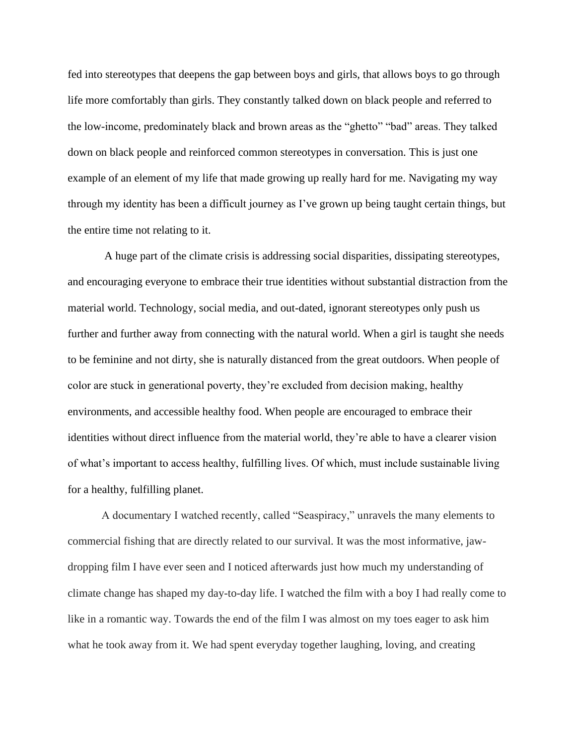fed into stereotypes that deepens the gap between boys and girls, that allows boys to go through life more comfortably than girls. They constantly talked down on black people and referred to the low-income, predominately black and brown areas as the "ghetto" "bad" areas. They talked down on black people and reinforced common stereotypes in conversation. This is just one example of an element of my life that made growing up really hard for me. Navigating my way through my identity has been a difficult journey as I've grown up being taught certain things, but the entire time not relating to it.

A huge part of the climate crisis is addressing social disparities, dissipating stereotypes, and encouraging everyone to embrace their true identities without substantial distraction from the material world. Technology, social media, and out-dated, ignorant stereotypes only push us further and further away from connecting with the natural world. When a girl is taught she needs to be feminine and not dirty, she is naturally distanced from the great outdoors. When people of color are stuck in generational poverty, they're excluded from decision making, healthy environments, and accessible healthy food. When people are encouraged to embrace their identities without direct influence from the material world, they're able to have a clearer vision of what's important to access healthy, fulfilling lives. Of which, must include sustainable living for a healthy, fulfilling planet.

A documentary I watched recently, called "Seaspiracy," unravels the many elements to commercial fishing that are directly related to our survival. It was the most informative, jaw-dropping film I have ever seen and I noticed afterwards just how much my understanding of climate change has shaped my day-to-day life. I watched the film with a boy I had really come to like in a romantic way. Towards the end of the film I was almost on my toes eager to ask him what he took away from it. We had spent everyday together laughing, loving, and creating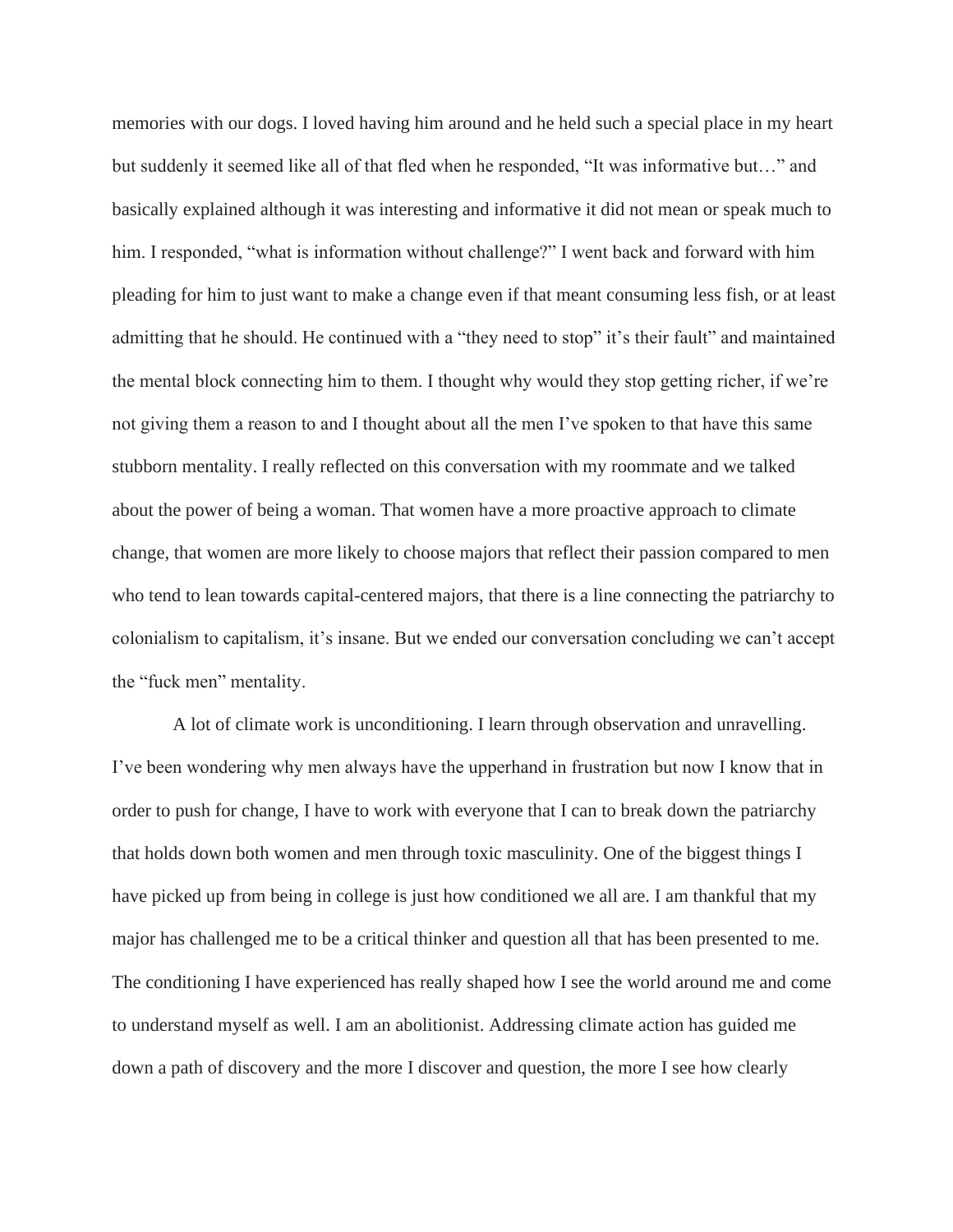memories with our dogs. I loved having him around and he held such a special place in my heart but suddenly it seemed like all of that fled when he responded, "It was informative but…" and basically explained although it was interesting and informative it did not mean or speak much to him. I responded, "what is information without challenge?" I went back and forward with him pleading for him to just want to make a change even if that meant consuming less fish, or at least admitting that he should. He continued with a "they need to stop" it's their fault" and maintained the mental block connecting him to them. I thought why would they stop getting richer, if we're not giving them a reason to and I thought about all the men I've spoken to that have this same stubborn mentality. I really reflected on this conversation with my roommate and we talked about the power of being a woman. That women have a more proactive approach to climate change, that women are more likely to choose majors that reflect their passion compared to men who tend to lean towards capital-centered majors, that there is a line connecting the patriarchy to colonialism to capitalism, it's insane. But we ended our conversation concluding we can't accept the "fuck men" mentality.

A lot of climate work is unconditioning. I learn through observation and unravelling. I've been wondering why men always have the upperhand in frustration but now I know that in order to push for change, I have to work with everyone that I can to break down the patriarchy that holds down both women and men through toxic masculinity. One of the biggest things I have picked up from being in college is just how conditioned we all are. I am thankful that my major has challenged me to be a critical thinker and question all that has been presented to me. The conditioning I have experienced has really shaped how I see the world around me and come to understand myself as well. I am an abolitionist. Addressing climate action has guided me down a path of discovery and the more I discover and question, the more I see how clearly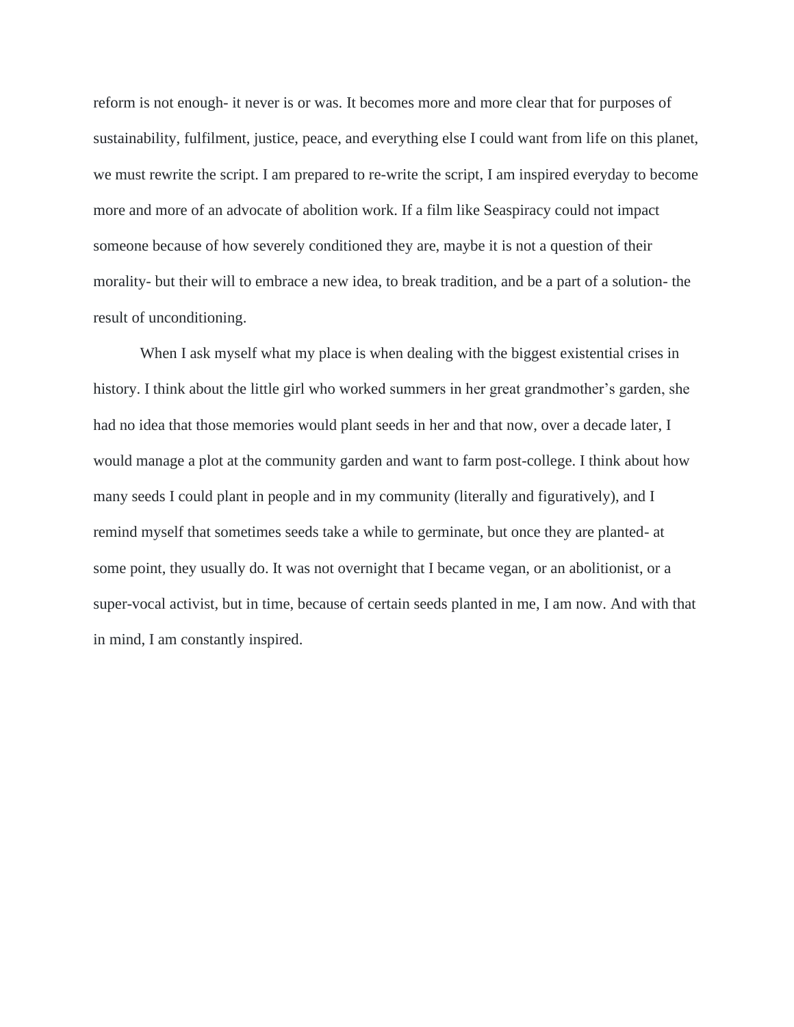reform is not enough- it never is or was. It becomes more and more clear that for purposes of sustainability, fulfilment, justice, peace, and everything else I could want from life on this planet, we must rewrite the script. I am prepared to re-write the script, I am inspired everyday to become more and more of an advocate of abolition work. If a film like Seaspiracy could not impact someone because of how severely conditioned they are, maybe it is not a question of their morality- but their will to embrace a new idea, to break tradition, and be a part of a solution- the result of unconditioning.

When I ask myself what my place is when dealing with the biggest existential crises in history. I think about the little girl who worked summers in her great grandmother's garden, she had no idea that those memories would plant seeds in her and that now, over a decade later, I would manage a plot at the community garden and want to farm post-college. I think about how many seeds I could plant in people and in my community (literally and figuratively), and I remind myself that sometimes seeds take a while to germinate, but once they are planted- at some point, they usually do. It was not overnight that I became vegan, or an abolitionist, or a super-vocal activist, but in time, because of certain seeds planted in me, I am now. And with that in mind, I am constantly inspired.